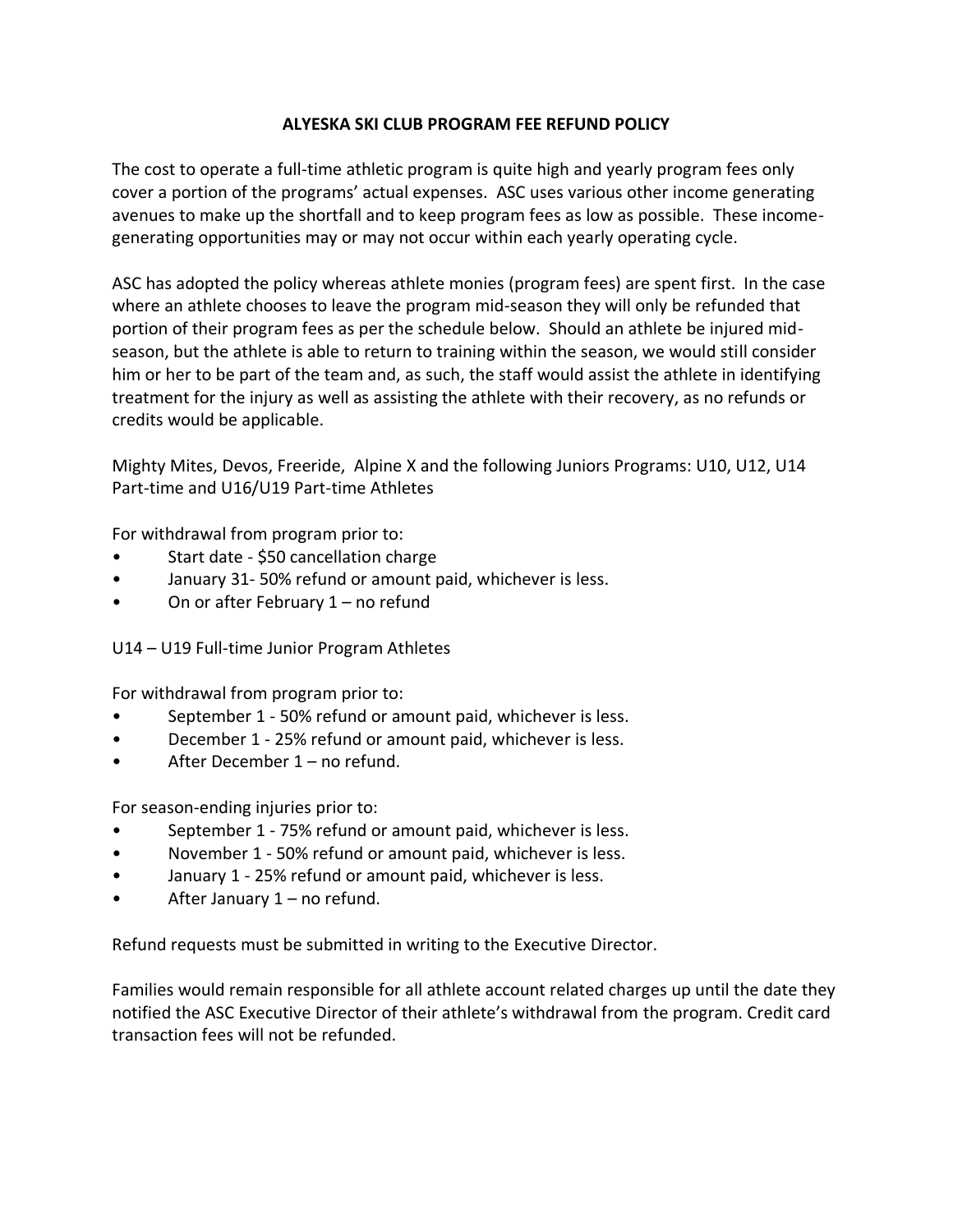# ALYESKA SKI CLUB PROGRAM FEE REFUND POLICY

The cost to operate a full-time athletic program is quite high and yearly program fees only cover a portion of the programs' actual expenses. ASC uses various other income generating avenues to make up the shortfall and to keep program fees as low as possible. These income-generating opportunities may or may not occur within each yearly operating cycle.

ASC has adopted the policy whereas athlete monies (program fees) are spent first. In the case where an athlete chooses to leave the program mid-season they will only be refunded that portion of their program fees as per the schedule below. Should an athlete be injured mid-season, but the athlete is able to return to training within the season, we would still consider him or her to be part of the team and, as such, the staff would assist the athlete in identifying treatment for the injury as well as assisting the athlete with their recovery, as no refunds or credits would be applicable.

Mighty Mites, Devos, Freeride, Alpine X and the following Juniors Programs: U10, U12, U14 Part-time and U16/U19 Part-time Athletes

For withdrawal from program prior to:

- Start date - $50 cancellation charge
- January 31- 50% refund or amount paid, whichever is less.
- On or after February 1 – no refund

U14 – U19 Full-time Junior Program Athletes

For withdrawal from program prior to:

- September 1 - 50% refund or amount paid, whichever is less.
- December 1 - 25% refund or amount paid, whichever is less.
- After December 1 – no refund.

For season-ending injuries prior to:

- September 1 - 75% refund or amount paid, whichever is less.
- November 1 - 50% refund or amount paid, whichever is less.
- January 1 - 25% refund or amount paid, whichever is less.
- After January 1 – no refund.

Refund requests must be submitted in writing to the Executive Director.

Families would remain responsible for all athlete account related charges up until the date they notified the ASC Executive Director of their athlete's withdrawal from the program. Credit card transaction fees will not be refunded.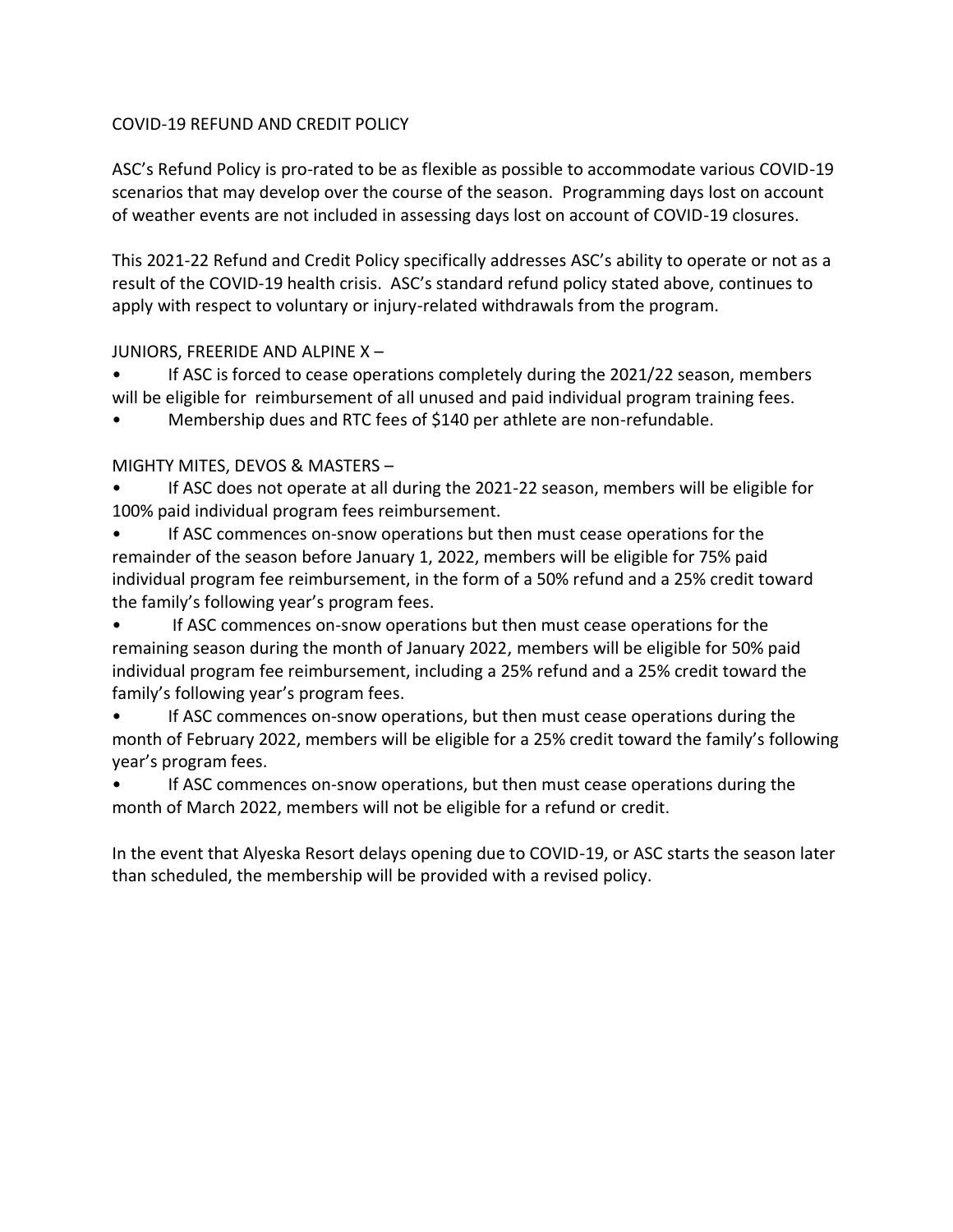## COVID-19 REFUND AND CREDIT POLICY

ASC's Refund Policy is pro-rated to be as flexible as possible to accommodate various COVID-19 scenarios that may develop over the course of the season. Programming days lost on account of weather events are not included in assessing days lost on account of COVID-19 closures.

This 2021-22 Refund and Credit Policy specifically addresses ASC's ability to operate or not as a result of the COVID-19 health crisis. ASC's standard refund policy stated above, continues to apply with respect to voluntary or injury-related withdrawals from the program.

### JUNIORS, FREERIDE AND ALPINE X –

- If ASC is forced to cease operations completely during the 2021/22 season, members will be eligible for reimbursement of all unused and paid individual program training fees.
- Membership dues and RTC fees of $140 per athlete are non-refundable.

### MIGHTY MITES, DEVOS & MASTERS –

- If ASC does not operate at all during the 2021-22 season, members will be eligible for 100% paid individual program fees reimbursement.
- If ASC commences on-snow operations but then must cease operations for the remainder of the season before January 1, 2022, members will be eligible for 75% paid individual program fee reimbursement, in the form of a 50% refund and a 25% credit toward the family's following year's program fees.
- If ASC commences on-snow operations but then must cease operations for the remaining season during the month of January 2022, members will be eligible for 50% paid individual program fee reimbursement, including a 25% refund and a 25% credit toward the family's following year's program fees.
- If ASC commences on-snow operations, but then must cease operations during the month of February 2022, members will be eligible for a 25% credit toward the family's following year's program fees.
- If ASC commences on-snow operations, but then must cease operations during the month of March 2022, members will not be eligible for a refund or credit.

In the event that Alyeska Resort delays opening due to COVID-19, or ASC starts the season later than scheduled, the membership will be provided with a revised policy.